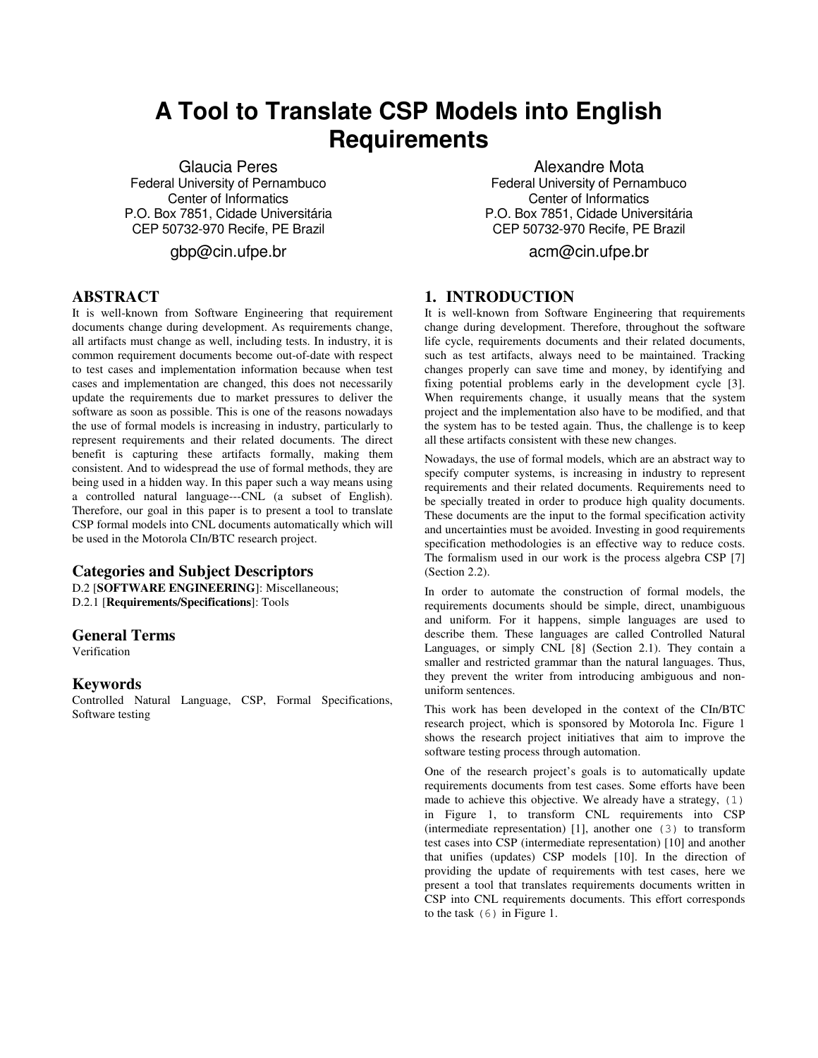# A Tool to Translate CSP Models into English Requirements

Glaucia Peres
Federal University of Pernambuco
Center of Informatics
P.O. Box 7851, Cidade Universitária
CEP 50732-970 Recife, PE Brazil
gbp@cin.ufpe.br

Alexandre Mota
Federal University of Pernambuco
Center of Informatics
P.O. Box 7851, Cidade Universitária
CEP 50732-970 Recife, PE Brazil
acm@cin.ufpe.br

## ABSTRACT

It is well-known from Software Engineering that requirement documents change during development. As requirements change, all artifacts must change as well, including tests. In industry, it is common requirement documents become out-of-date with respect to test cases and implementation information because when test cases and implementation are changed, this does not necessarily update the requirements due to market pressures to deliver the software as soon as possible. This is one of the reasons nowadays the use of formal models is increasing in industry, particularly to represent requirements and their related documents. The direct benefit is capturing these artifacts formally, making them consistent. And to widespread the use of formal methods, they are being used in a hidden way. In this paper such a way means using a controlled natural language---CNL (a subset of English). Therefore, our goal in this paper is to present a tool to translate CSP formal models into CNL documents automatically which will be used in the Motorola CIn/BTC research project.

### Categories and Subject Descriptors

D.2 [**SOFTWARE ENGINEERING**]: Miscellaneous;
D.2.1 [**Requirements/Specifications**]: Tools

### General Terms

Verification

### Keywords

Controlled Natural Language, CSP, Formal Specifications, Software testing

## 1. INTRODUCTION

It is well-known from Software Engineering that requirements change during development. Therefore, throughout the software life cycle, requirements documents and their related documents, such as test artifacts, always need to be maintained. Tracking changes properly can save time and money, by identifying and fixing potential problems early in the development cycle [3]. When requirements change, it usually means that the system project and the implementation also have to be modified, and that the system has to be tested again. Thus, the challenge is to keep all these artifacts consistent with these new changes.

Nowadays, the use of formal models, which are an abstract way to specify computer systems, is increasing in industry to represent requirements and their related documents. Requirements need to be specially treated in order to produce high quality documents. These documents are the input to the formal specification activity and uncertainties must be avoided. Investing in good requirements specification methodologies is an effective way to reduce costs. The formalism used in our work is the process algebra CSP [7] (Section 2.2).

In order to automate the construction of formal models, the requirements documents should be simple, direct, unambiguous and uniform. For it happens, simple languages are used to describe them. These languages are called Controlled Natural Languages, or simply CNL [8] (Section 2.1). They contain a smaller and restricted grammar than the natural languages. Thus, they prevent the writer from introducing ambiguous and non-uniform sentences.

This work has been developed in the context of the CIn/BTC research project, which is sponsored by Motorola Inc. Figure 1 shows the research project initiatives that aim to improve the software testing process through automation.

One of the research project's goals is to automatically update requirements documents from test cases. Some efforts have been made to achieve this objective. We already have a strategy, `(1)` in Figure 1, to transform CNL requirements into CSP (intermediate representation) [1], another one `(3)` to transform test cases into CSP (intermediate representation) [10] and another that unifies (updates) CSP models [10]. In the direction of providing the update of requirements with test cases, here we present a tool that translates requirements documents written in CSP into CNL requirements documents. This effort corresponds to the task `(6)` in Figure 1.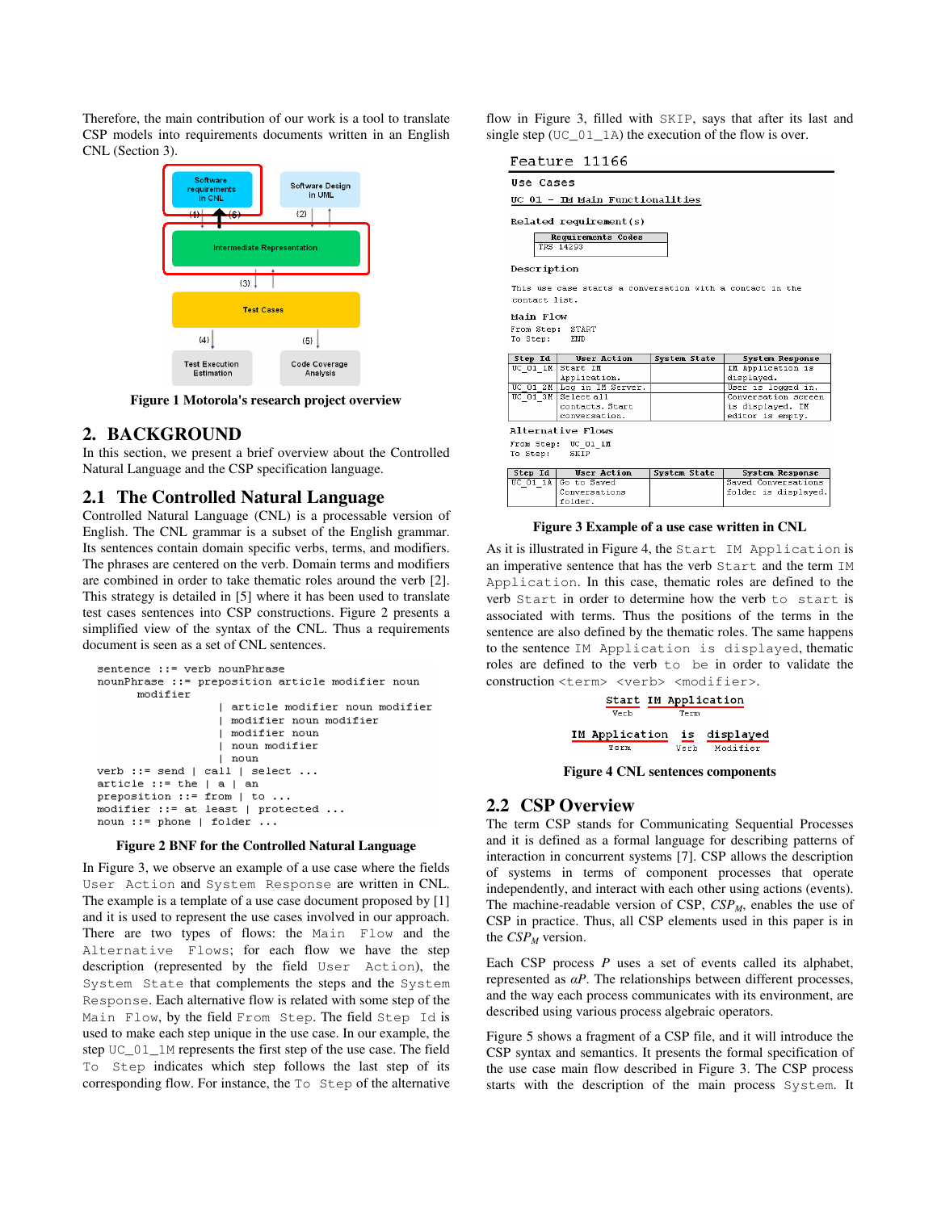Therefore, the main contribution of our work is a tool to translate CSP models into requirements documents written in an English CNL (Section 3).

Figure 1 Motorola's research project overview

## 2. BACKGROUND

In this section, we present a brief overview about the Controlled Natural Language and the CSP specification language.

### 2.1 The Controlled Natural Language

Controlled Natural Language (CNL) is a processable version of English. The CNL grammar is a subset of the English grammar. Its sentences contain domain specific verbs, terms, and modifiers. The phrases are centered on the verb. Domain terms and modifiers are combined in order to take thematic roles around the verb [2]. This strategy is detailed in [5] where it has been used to translate test cases sentences into CSP constructions. Figure 2 presents a simplified view of the syntax of the CNL. Thus a requirements document is seen as a set of CNL sentences.

```
sentence ::= verb nounPhrase
nounPhrase ::= preposition article modifier noun
      modifier
                  | article modifier noun modifier
                  | modifier noun modifier
                  | modifier noun
                  | noun modifier
                  | noun
verb ::= send | call | select ...
article ::= the | a | an
preposition ::= from | to ...
modifier ::= at least | protected ...
noun ::= phone | folder ...
```

Figure 2 BNF for the Controlled Natural Language

In Figure 3, we observe an example of a use case written in CNL. The fields User Action and System Response are written in CNL. The example is a template of a use case document proposed by [1] and it is used to represent the use cases involved in our approach. There are two types of flows: the Main Flow and the Alternative Flows; for each flow we have the step description (represented by the field User Action), the System State that complements the steps and the System Response. Each alternative flow is related with some step of the Main Flow, by the field From Step. The field Step Id is used to make each step unique in the use case. In our example, the step UC_01_1M represents the first step of the use case. The field To Step indicates which step follows the last step of its corresponding flow. For instance, the To Step of the alternative flow in Figure 3, filled with SKIP, says that after its last and single step (UC_01_1A) the execution of the flow is over.

Feature 11166

Use Cases

UC 01 – IM Main Functionalities

Related requirement(s)

| Requirements Codes |
|---|
| TRS 14293 |

Description

This use case starts a conversation with a contact in the contact list.

Main Flow

From Step: START
To Step: END

| Step Id | User Action | System State | System Response |
|---|---|---|---|
| UC_01_1M | Start IM Application. | | IM Application is displayed. |
| UC_01_2M | Log in IM Server. | | User is logged in. |
| UC_01_3M | Select all contacts. Start conversation. | | Conversation screen is displayed. IM editor is empty. |

Alternative Flows

From Step: UC_01_1M
To Step: SKIP

| Step Id | User Action | System State | System Response |
|---|---|---|---|
| UC_01_1A | Go to Saved Conversations folder. | | Saved Conversations folder is displayed. |

Figure 3 Example of a use case written in CNL

As it is illustrated in Figure 4, the Start IM Application is an imperative sentence that has the verb Start and the term IM Application. In this case, thematic roles are defined to the verb Start in order to determine how the verb to start is associated with terms. Thus the positions of the terms in the sentence are also defined by the thematic roles. The same happens to the sentence IM Application is displayed, thematic roles are defined to the verb to be in order to validate the construction <term> <verb> <modifier>.

Start IM Application
Verb Term

IM Application is displayed
Term Verb Modifier

Figure 4 CNL sentences components

### 2.2 CSP Overview

The term CSP stands for Communicating Sequential Processes and it is defined as a formal language for describing patterns of interaction in concurrent systems [7]. CSP allows the description of systems in terms of component processes that operate independently, and interact with each other using actions (events). The machine-readable version of CSP, $CSP_M$, enables the use of CSP in practice. Thus, all CSP elements used in this paper is in the $CSP_M$ version.

Each CSP process *P* uses a set of events called its alphabet, represented as $\alpha P$. The relationships between different processes, and the way each process communicates with its environment, are described using various process algebraic operators.

Figure 5 shows a fragment of a CSP file, and it will introduce the CSP syntax and semantics. It presents the formal specification of the use case main flow described in Figure 3. The CSP process starts with the description of the main process System. It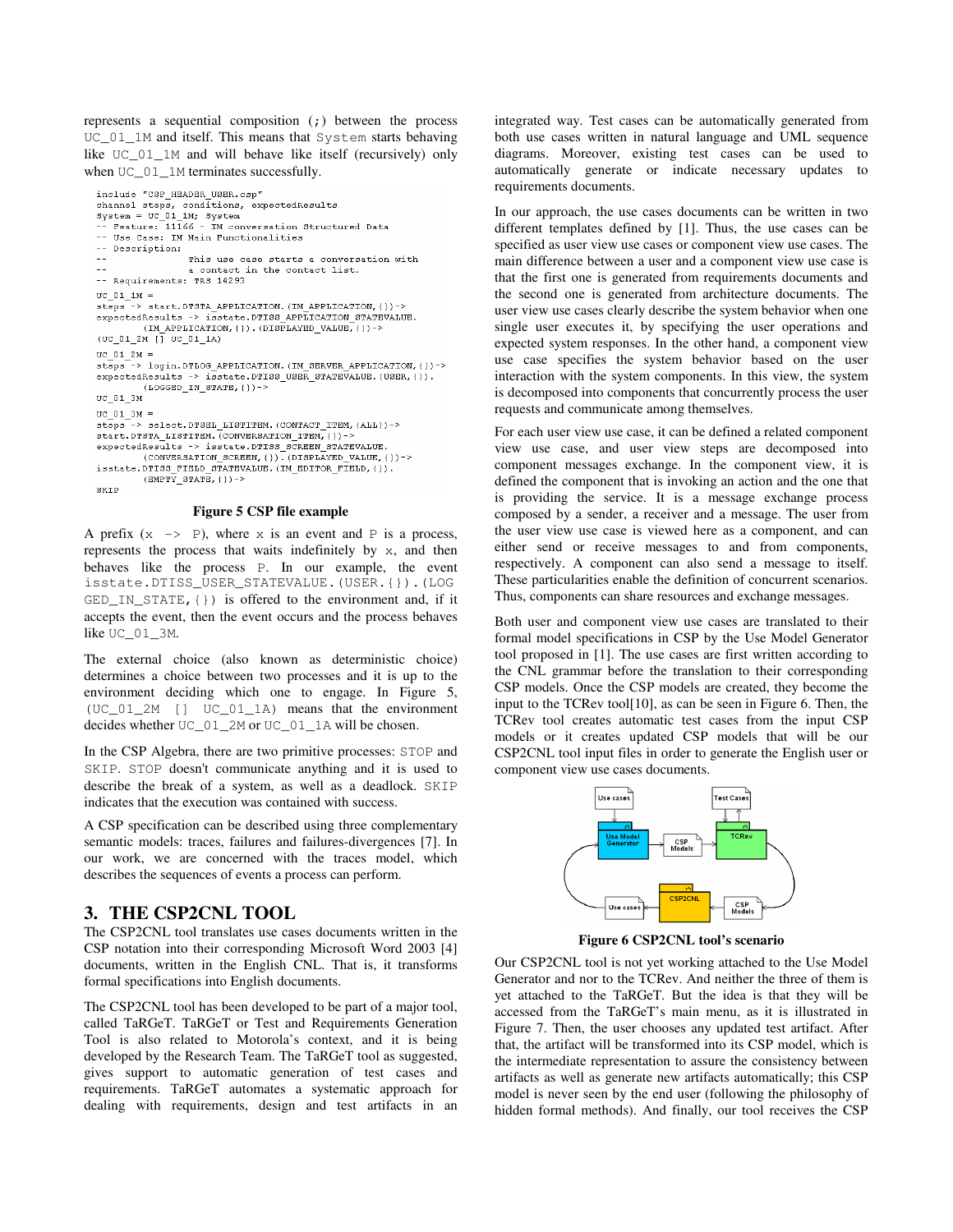represents a sequential composition (;) between the process UC_01_1M and itself. This means that System starts behaving like UC_01_1M and will behave like itself (recursively) only when UC_01_1M terminates successfully.

```
include "CSP_HEADER_USER.csp"
channel steps, conditions, expectedResults
System = UC_01_1M; System
-- Feature: 11166 - IM conversation Structured Data
-- Use Case: IM Main Functionalities
-- Description:
--              This use case starts a conversation with
--              a contact in the contact list.
-- Requirements: TRS 14293
UC_01_1M =
steps -> start.DTSTA_APPLICATION.(IM_APPLICATION,{})->
expectedResults -> isstate.DTISS_APPLICATION_STATEVALUE.
        (IM_APPLICATION,{}).(DISPLAYED_VALUE,{})->
(UC_01_2M [] UC_01_1A)
UC_01_2M =
steps -> login.DTLOG_APPLICATION.(IM_SERVER_APPLICATION,{})->
expectedResults -> isstate.DTISS_USER_STATEVALUE.(USER,{}).
        (LOGGED_IN_STATE,{})->
UC_01_3M
UC_01_3M =
steps -> select.DTSEL_LISTITEM.(CONTACT_ITEM,{ALL})->
start.DTSTA_LISTITEM.(CONVERSATION_ITEM,{})->
expectedResults -> isstate.DTISS_SCREEN_STATEVALUE.
        (CONVERSATION_SCREEN,{}).(DISPLAYED_VALUE,{})->
isstate.DTISS_FIELD_STATEVALUE.(IM_EDITOR_FIELD,{}).
        (EMPTY_STATE,{})->
SKIP
```

**Figure 5 CSP file example**

A prefix (x -> P), where x is an event and P is a process, represents the process that waits indefinitely by x, and then behaves like the process P. In our example, the event isstate.DTISS_USER_STATEVALUE.(USER.{}).(LOGGED_IN_STATE,{}) is offered to the environment and, if it accepts the event, then the event occurs and the process behaves like UC_01_3M.

The external choice (also known as deterministic choice) determines a choice between two processes and it is up to the environment deciding which one to engage. In Figure 5, (UC_01_2M [] UC_01_1A) means that the environment decides whether UC_01_2M or UC_01_1A will be chosen.

In the CSP Algebra, there are two primitive processes: STOP and SKIP. STOP doesn't communicate anything and it is used to describe the break of a system, as well as a deadlock. SKIP indicates that the execution was contained with success.

A CSP specification can be described using three complementary semantic models: traces, failures and failures-divergences [7]. In our work, we are concerned with the traces model, which describes the sequences of events a process can perform.

## 3. THE CSP2CNL TOOL

The CSP2CNL tool translates use cases documents written in the CSP notation into their corresponding Microsoft Word 2003 [4] documents, written in the English CNL. That is, it transforms formal specifications into English documents.

The CSP2CNL tool has been developed to be part of a major tool, called TaRGeT. TaRGeT or Test and Requirements Generation Tool is also related to Motorola's context, and it is being developed by the Research Team. The TaRGeT tool as suggested, gives support to automatic generation of test cases and requirements. TaRGeT automates a systematic approach for dealing with requirements, design and test artifacts in an integrated way. Test cases can be automatically generated from both use cases written in natural language and UML sequence diagrams. Moreover, existing test cases can be used to automatically generate or indicate necessary updates to requirements documents.

In our approach, the use cases documents can be written in two different templates defined by [1]. Thus, the use cases can be specified as user view use cases or component view use cases. The main difference between a user and a component view use case is that the first one is generated from requirements documents and the second one is generated from architecture documents. The user view use cases clearly describe the system behavior when one single user executes it, by specifying the user operations and expected system responses. In the other hand, a component view use case specifies the system behavior based on the user interaction with the system components. In this view, the system is decomposed into components that concurrently process the user requests and communicate among themselves.

For each user view use case, it can be defined a related component view use case, and user view steps are decomposed into component messages exchange. In the component view, it is defined the component that is invoking an action and the one that is providing the service. It is a message exchange process composed by a sender, a receiver and a message. The user from the user view use case is viewed here as a component, and can either send or receive messages to and from components, respectively. A component can also send a message to itself. These particularities enable the definition of concurrent scenarios. Thus, components can share resources and exchange messages.

Both user and component view use cases are translated to their formal model specifications in CSP by the Use Model Generator tool proposed in [1]. The use cases are first written according to the CNL grammar before the translation to their corresponding CSP models. Once the CSP models are created, they become the input to the TCRev tool[10], as can be seen in Figure 6. Then, the TCRev tool creates automatic test cases from the input CSP models or it creates updated CSP models that will be our CSP2CNL tool input files in order to generate the English user or component view use cases documents.

**Figure 6 CSP2CNL tool's scenario**

Our CSP2CNL tool is not yet working attached to the Use Model Generator and nor to the TCRev. And neither the three of them is yet attached to the TaRGeT. But the idea is that they will be accessed from the TaRGeT's main menu, as it is illustrated in Figure 7. Then, the user chooses any updated test artifact. After that, the artifact will be transformed into its CSP model, which is the intermediate representation to assure the consistency between artifacts as well as generate new artifacts automatically; this CSP model is never seen by the end user (following the philosophy of hidden formal methods). And finally, our tool receives the CSP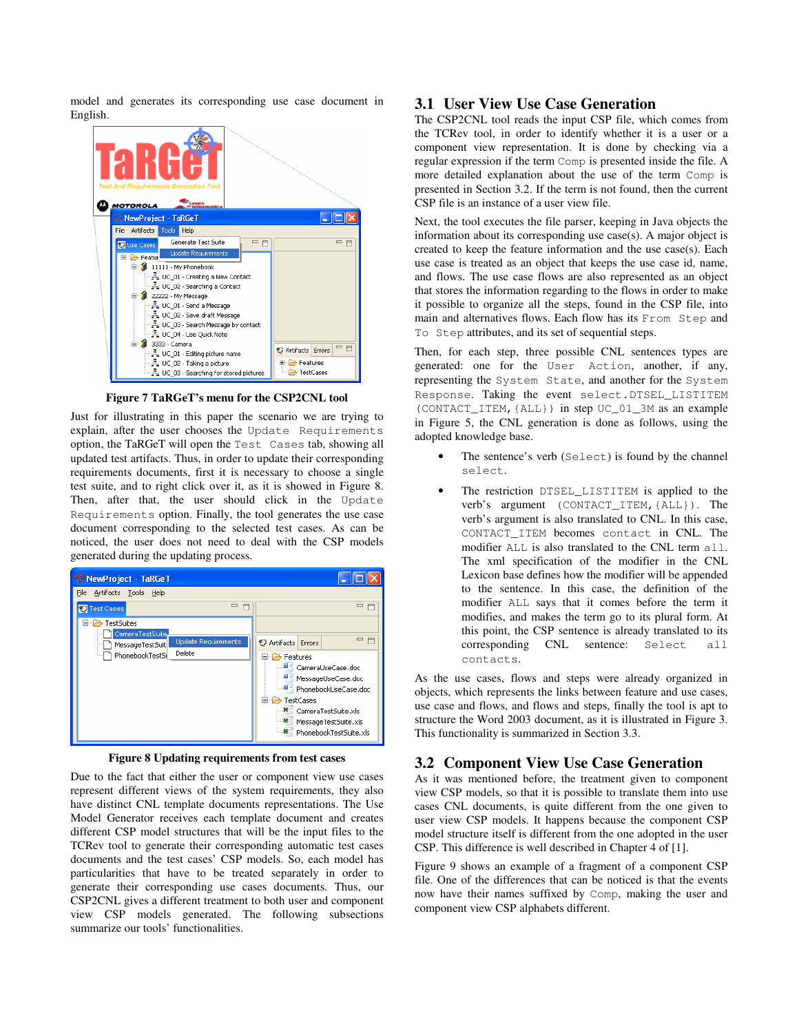model and generates its corresponding use case document in English.

Figure 7 TaRGeT's menu for the CSP2CNL tool

Just for illustrating in this paper the scenario we are trying to explain, after the user chooses the `Update Requirements` option, the TaRGeT will open the `Test Cases` tab, showing all updated test artifacts. Thus, in order to update their corresponding requirements documents, first it is necessary to choose a single test suite, and to right click over it, as it is showed in Figure 8. Then, after that, the user should click in the `Update Requirements` option. Finally, the tool generates the use case document corresponding to the selected test cases. As can be noticed, the user does not need to deal with the CSP models generated during the updating process.

Figure 8 Updating requirements from test cases

Due to the fact that either the user or component view use cases represent different views of the system requirements, they also have distinct CNL template documents representations. The Use Model Generator receives each template document and creates different CSP model structures that will be the input files to the TCRev tool to generate their corresponding automatic test cases documents and the test cases' CSP models. So, each model has particularities that have to be treated separately in order to generate their corresponding use cases documents. Thus, our CSP2CNL gives a different treatment to both user and component view CSP models generated. The following subsections summarize our tools' functionalities.

## 3.1 User View Use Case Generation

The CSP2CNL tool reads the input CSP file, which comes from the TCRev tool, in order to identify whether it is a user or a component view representation. It is done by checking via a regular expression if the term `Comp` is presented inside the file. A more detailed explanation about the use of the term `Comp` is presented in Section 3.2. If the term is not found, then the current CSP file is an instance of a user view file.

Next, the tool executes the file parser, keeping in Java objects the information about its corresponding use case(s). A major object is created to keep the feature information and the use case(s). Each use case is treated as an object that keeps the use case id, name, and flows. The use case flows are also represented as an object that stores the information regarding to the flows in order to make it possible to organize all the steps, found in the CSP file, into main and alternatives flows. Each flow has its `From Step` and `To Step` attributes, and its set of sequential steps.

Then, for each step, three possible CNL sentences types are generated: one for the `User Action`, another, if any, representing the `System State`, and another for the `System Response`. Taking the event `select.DTSEL_LISTITEM (CONTACT_ITEM,{ALL})` in step `UC_01_3M` as an example in Figure 5, the CNL generation is done as follows, using the adopted knowledge base.

- The sentence's verb (`Select`) is found by the channel `select`.
- The restriction `DTSEL_LISTITEM` is applied to the verb's argument `(CONTACT_ITEM,{ALL})`. The verb's argument is also translated to CNL. In this case, `CONTACT_ITEM` becomes `contact` in CNL. The modifier `ALL` is also translated to the CNL term `all`. The xml specification of the modifier in the CNL Lexicon base defines how the modifier will be appended to the sentence. In this case, the definition of the modifier `ALL` says that it comes before the term it modifies, and makes the term go to its plural form. At this point, the CSP sentence is already translated to its corresponding CNL sentence: `Select all contacts`.

As the use cases, flows and steps were already organized in objects, which represents the links between feature and use cases, use case and flows, and flows and steps, finally the tool is apt to structure the Word 2003 document, as it is illustrated in Figure 3. This functionality is summarized in Section 3.3.

## 3.2 Component View Use Case Generation

As it was mentioned before, the treatment given to component view CSP models, so that it is possible to translate them into use cases CNL documents, is quite different from the one given to user view CSP models. It happens because the component CSP model structure itself is different from the one adopted in the user CSP. This difference is well described in Chapter 4 of [1].

Figure 9 shows an example of a fragment of a component CSP file. One of the differences that can be noticed is that the events now have their names suffixed by `Comp`, making the user and component view CSP alphabets different.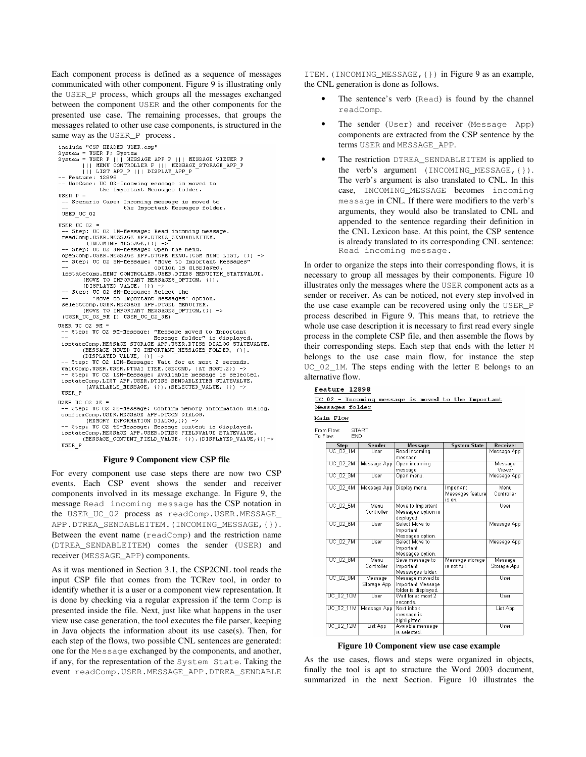Each component process is defined as a sequence of messages communicated with other component. Figure 9 is illustrating only the USER_P process, which groups all the messages exchanged between the component USER and the other components for the presented use case. The remaining processes, that groups the messages related to other use case components, is structured in the same way as the USER_P process.

```
include "CSP_HEADER_USER.csp"
System = USER_P; System
System = USER_P ||| MESSAGE_APP_P ||| MESSAGE_VIEWER_P
      ||| MENU_CONTROLLER_P ||| MESSAGE_STORAGE_APP_P
      ||| LIST_APP_P ||| DISPLAY_APP_P
-- Feature: 12898
-- UseCase: UC_02-Incoming message is moved to
--          the Important Messages folder.
USER_P =
 -- Scenario Case: Incoming message is moved to
 --                the Important Messages folder.
 USER_UC_02

USER_UC_02 =
 -- Step: UC_02_1M-Message: Read incoming message.
 readComp.USER.MESSAGE_APP.DTREA_SENDABLEITEM.
        (INCOMING_MESSAGE,{}) ->
 -- Step: UC_02_3M-Message: Open the menu.
 openComp.USER.MESSAGE_APP.DTOPE_MENU.(CSM_MENU_LIST, {}) ->
 -- Step: UC_02_5M-Message: "Move to Important Messages"
 --                      option is displayed.
 isstateComp.MENU_CONTROLLER.USER.DTISS_MENUITEM_STATEVALUE.
       (MOVE_TO_IMPORTANT_MESSAGES_OPTION, {}).
       (DISPLAYED_VALUE, {}) ->
 -- Step: UC_02_6M-Message: Select the
 --       "Move to Important Messages" option.
 selectComp.USER.MESSAGE_APP.DTSEL_MENUITEM.
       (MOVE_TO_IMPORTANT_MESSAGES_OPTION,{}) ->
 (USER_UC_02_9M [] USER_UC_02_3E)

USER_UC_02_9M =
 -- Step: UC_02_9M-Message: "Message moved to Important
 --                         Message folder" is displayed.
 isstateComp.MESSAGE_STORAGE_APP.USER.DTISS_DIALOG_STATEVALUE.
       (MESSAGE_MOVED_TO_IMPORTANT_MESSAGES_FOLDER, {}).
       (DISPLAYED_VALUE, {}) ->
 -- Step: UC_02_10M-Message: Wait for at most 2 seconds.
 waitComp.USER.USER.DTWAI_ITEM.(SECOND, {AT_MOST.2}) ->
 -- Step: UC_02_12M-Message: Available message is selected.
 isstateComp.LIST_APP.USER.DTISS_SENDABLEITEM_STATEVALUE.
       (AVAILABLE_MESSAGE, {}).(SELECTED_VALUE, {}) ->
 USER_P

USER_UC_02_3E =
 -- Step: UC_02_3E-Message: Confirm memory information dialog.
 confirmComp.USER.MESSAGE_APP.DTCON_DIALOG.
        (MEMORY_INFORMATION_DIALOG,{}) ->
 -- Step: UC_02_4E-Message: Message content is displayed.
 isstateComp.MESSAGE_APP.USER.DTISS_FIELDVALUE_STATEVALUE.
       (MESSAGE_CONTENT_FIELD_VALUE, {}).(DISPLAYED_VALUE,{})->
 USER_P
```

**Figure 9 Component view CSP file**

For every component use case steps there are now two CSP events. Each CSP event shows the sender and receiver components involved in its message exchange. In Figure 9, the message Read incoming message has the CSP notation in the USER_UC_02 process as readComp.USER.MESSAGE_APP.DTREA_SENDABLEITEM.(INCOMING_MESSAGE,{}). Between the event name (readComp) and the restriction name (DTREA_SENDABLEITEM) comes the sender (USER) and receiver (MESSAGE_APP) components.

As it was mentioned in Section 3.1, the CSP2CNL tool reads the input CSP file that comes from the TCRev tool, in order to identify whether it is a user or a component view representation. It is done by checking via a regular expression if the term Comp is presented inside the file. Next, just like what happens in the user view use case generation, the tool executes the file parser, keeping in Java objects the information about its use case(s). Then, for each step of the flows, two possible CNL sentences are generated: one for the Message exchanged by the components, and another, if any, for the representation of the System State. Taking the event readComp.USER.MESSAGE_APP.DTREA_SENDABLEITEM.(INCOMING_MESSAGE,{}) in Figure 9 as an example, the CNL generation is done as follows.

- The sentence's verb (Read) is found by the channel readComp.
- The sender (User) and receiver (Message App) components are extracted from the CSP sentence by the terms USER and MESSAGE_APP.
- The restriction DTREA_SENDABLEITEM is applied to the verb's argument (INCOMING_MESSAGE,{}). The verb's argument is also translated to CNL. In this case, INCOMING_MESSAGE becomes incoming message in CNL. If there were modifiers to the verb's arguments, they would also be translated to CNL and appended to the sentence regarding their definition in the CNL Lexicon base. At this point, the CSP sentence is already translated to its corresponding CNL sentence: Read incoming message.

In order to organize the steps into their corresponding flows, it is necessary to group all messages by their components. Figure 10 illustrates only the messages where the USER component acts as a sender or receiver. As can be noticed, not every step involved in the use case example can be recovered using only the USER_P process described in Figure 9. This means that, to retrieve the whole use case description it is necessary to first read every single process in the complete CSP file, and then assemble the flows by their corresponding steps. Each step that ends with the letter M belongs to the use case main flow, for instance the step UC_02_1M. The steps ending with the letter E belongs to an alternative flow.

**Feature 12898**

UC_02 - Incoming message is moved to the Important Messages folder

Main Flow

From Flow: START
To Flow: END

| Step | Sender | Message | System State | Receiver |
|---|---|---|---|---|
| UC_02_1M | User | Read incoming message. | | Message App |
| UC_02_2M | Message App | Open incoming message. | | Message Viewer |
| UC_02_3M | User | Open menu. | | Message App |
| UC_02_4M | Message App | Display menu. | Important Messages feature is on. | Menu Controller |
| UC_02_5M | Menu Controller | Move to Important Messages option is displayed. | | User |
| UC_02_6M | User | Select Move to Important Messages option. | | Message App |
| UC_02_7M | User | Select Move to Important Messages option. | | Message App |
| UC_02_8M | Menu Controller | Save message to Important Messages folder. | Message storage is not full. | Message Storage App |
| UC_02_9M | Message Storage App | Message moved to Important Message folder is displayed. | | User |
| UC_02_10M | User | Wait for at most 2 seconds. | | User |
| UC_02_11M | Message App | Next inbox message is highlighted. | | List App |
| UC_02_12M | List App | Available message is selected. | | User |

**Figure 10 Component view use case example**

As the use cases, flows and steps were organized in objects, finally the tool is apt to structure the Word 2003 document, summarized in the next Section. Figure 10 illustrates the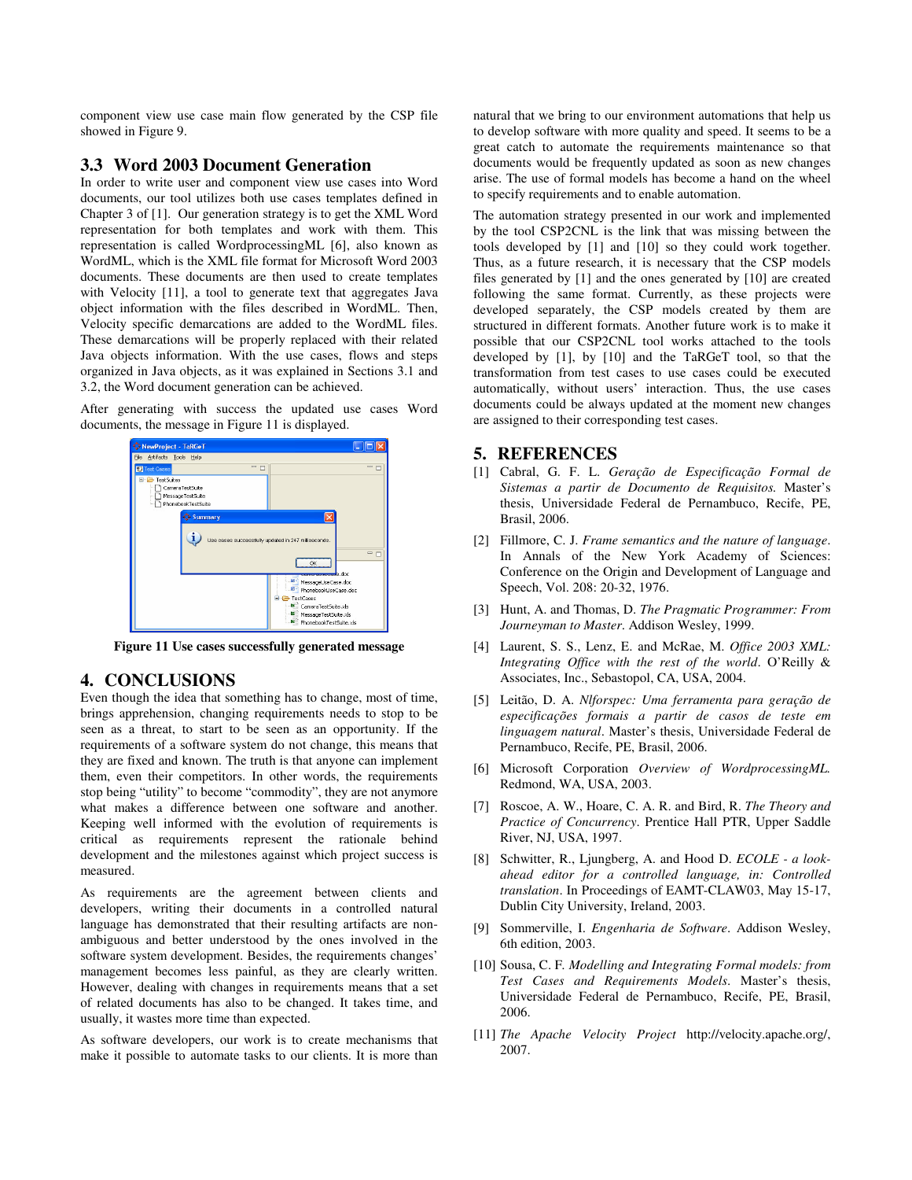component view use case main flow generated by the CSP file showed in Figure 9.

## 3.3 Word 2003 Document Generation

In order to write user and component view use cases into Word documents, our tool utilizes both use cases templates defined in Chapter 3 of [1]. Our generation strategy is to get the XML Word representation for both templates and work with them. This representation is called WordprocessingML [6], also known as WordML, which is the XML file format for Microsoft Word 2003 documents. These documents are then used to create templates with Velocity [11], a tool to generate text that aggregates Java object information with the files described in WordML. Then, Velocity specific demarcations are added to the WordML files. These demarcations will be properly replaced with their related Java objects information. With the use cases, flows and steps organized in Java objects, as it was explained in Sections 3.1 and 3.2, the Word document generation can be achieved.

After generating with success the updated use cases Word documents, the message in Figure 11 is displayed.

**Figure 11 Use cases successfully generated message**

## 4. CONCLUSIONS

Even though the idea that something has to change, most of time, brings apprehension, changing requirements needs to stop to be seen as a threat, to start to be seen as an opportunity. If the requirements of a software system do not change, this means that they are fixed and known. The truth is that anyone can implement them, even their competitors. In other words, the requirements stop being "utility" to become "commodity", they are not anymore what makes a difference between one software and another. Keeping well informed with the evolution of requirements is critical as requirements represent the rationale behind development and the milestones against which project success is measured.

As requirements are the agreement between clients and developers, writing their documents in a controlled natural language has demonstrated that their resulting artifacts are non-ambiguous and better understood by the ones involved in the software system development. Besides, the requirements changes' management becomes less painful, as they are clearly written. However, dealing with changes in requirements means that a set of related documents has also to be changed. It takes time, and usually, it wastes more time than expected.

As software developers, our work is to create mechanisms that make it possible to automate tasks to our clients. It is more than natural that we bring to our environment automations that help us to develop software with more quality and speed. It seems to be a great catch to automate the requirements maintenance so that documents would be frequently updated as soon as new changes arise. The use of formal models has become a hand on the wheel to specify requirements and to enable automation.

The automation strategy presented in our work and implemented by the tool CSP2CNL is the link that was missing between the tools developed by [1] and [10] so they could work together. Thus, as a future research, it is necessary that the CSP models files generated by [1] and the ones generated by [10] are created following the same format. Currently, as these projects were developed separately, the CSP models created by them are structured in different formats. Another future work is to make it possible that our CSP2CNL tool works attached to the tools developed by [1], by [10] and the TaRGeT tool, so that the transformation from test cases to use cases could be executed automatically, without users' interaction. Thus, the use cases documents could be always updated at the moment new changes are assigned to their corresponding test cases.

## 5. REFERENCES

[1] Cabral, G. F. L. *Geração de Especificação Formal de Sistemas a partir de Documento de Requisitos.* Master's thesis, Universidade Federal de Pernambuco, Recife, PE, Brasil, 2006.

[2] Fillmore, C. J. *Frame semantics and the nature of language*. In Annals of the New York Academy of Sciences: Conference on the Origin and Development of Language and Speech, Vol. 208: 20-32, 1976.

[3] Hunt, A. and Thomas, D. *The Pragmatic Programmer: From Journeyman to Master*. Addison Wesley, 1999.

[4] Laurent, S. S., Lenz, E. and McRae, M. *Office 2003 XML: Integrating Office with the rest of the world*. O'Reilly & Associates, Inc., Sebastopol, CA, USA, 2004.

[5] Leitão, D. A. *Nlforspec: Uma ferramenta para geração de especificações formais a partir de casos de teste em linguagem natural*. Master's thesis, Universidade Federal de Pernambuco, Recife, PE, Brasil, 2006.

[6] Microsoft Corporation *Overview of WordprocessingML.* Redmond, WA, USA, 2003.

[7] Roscoe, A. W., Hoare, C. A. R. and Bird, R. *The Theory and Practice of Concurrency*. Prentice Hall PTR, Upper Saddle River, NJ, USA, 1997.

[8] Schwitter, R., Ljungberg, A. and Hood D. *ECOLE - a look-ahead editor for a controlled language, in: Controlled translation*. In Proceedings of EAMT-CLAW03, May 15-17, Dublin City University, Ireland, 2003.

[9] Sommerville, I. *Engenharia de Software*. Addison Wesley, 6th edition, 2003.

[10] Sousa, C. F. *Modelling and Integrating Formal models: from Test Cases and Requirements Models*. Master's thesis, Universidade Federal de Pernambuco, Recife, PE, Brasil, 2006.

[11] *The Apache Velocity Project* http://velocity.apache.org/, 2007.